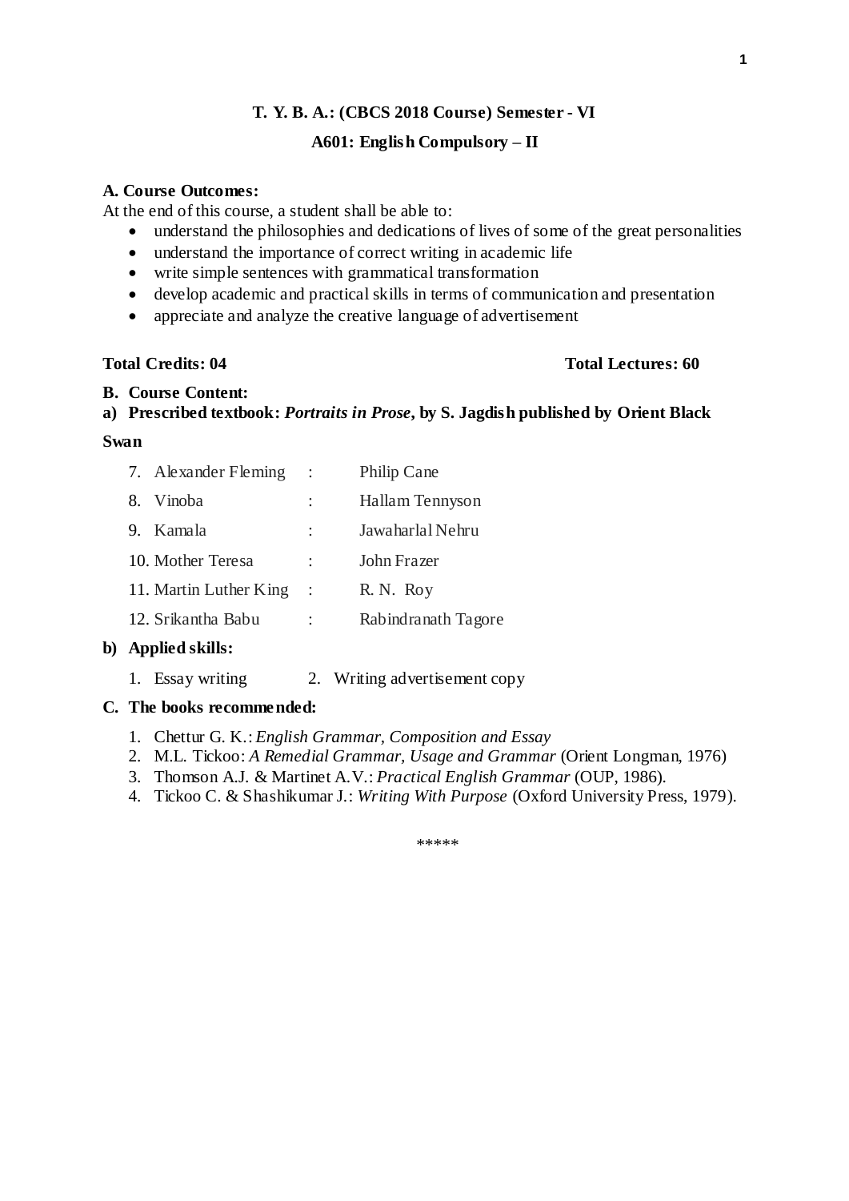**T. Y. B. A.: (CBCS 2018 Course) Semester - VI**

**A601: English Compulsory – II**

**A. Course Outcomes:**

At the end of this course, a student shall be able to:

- understand the philosophies and dedications of lives of some of the great personalities
- understand the importance of correct writing in academic life
- write simple sentences with grammatical transformation
- develop academic and practical skills in terms of communication and presentation
- appreciate and analyze the creative language of advertisement

**Total Credits: 04** **Total Lectures: 60**

**B. Course Content:**

**a) Prescribed textbook:** ***Portraits in Prose*, by S. Jagdish published by Orient Black Swan**

7. Alexander Fleming : Philip Cane
8. Vinoba : Hallam Tennyson
9. Kamala : Jawaharlal Nehru
10. Mother Teresa : John Frazer
11. Martin Luther King : R. N. Roy
12. Srikantha Babu : Rabindranath Tagore

**b) Applied skills:**

1. Essay writing
2. Writing advertisement copy

**C. The books recommended:**

1. Chettur G. K.: *English Grammar, Composition and Essay*
2. M.L. Tickoo: *A Remedial Grammar, Usage and Grammar* (Orient Longman, 1976)
3. Thomson A.J. & Martinet A.V.: *Practical English Grammar* (OUP, 1986).
4. Tickoo C. & Shashikumar J.: *Writing With Purpose* (Oxford University Press, 1979).

*****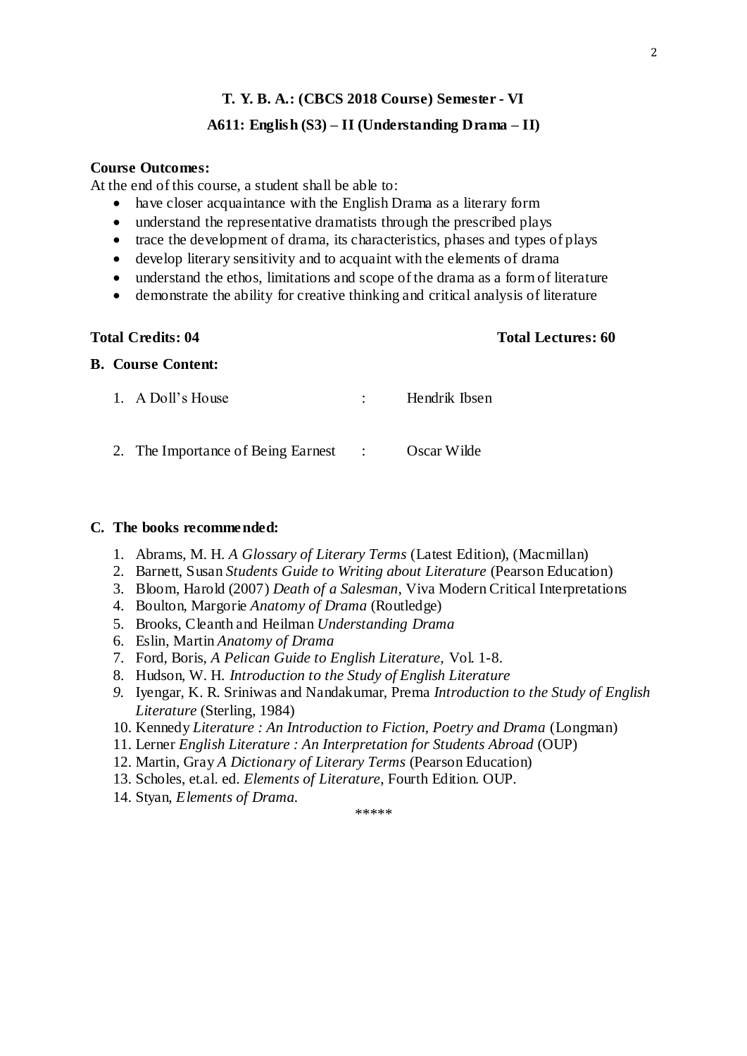## T. Y. B. A.: (CBCS 2018 Course) Semester - VI

### A611: English (S3) – II (Understanding Drama – II)

**Course Outcomes:**

At the end of this course, a student shall be able to:

- have closer acquaintance with the English Drama as a literary form
- understand the representative dramatists through the prescribed plays
- trace the development of drama, its characteristics, phases and types of plays
- develop literary sensitivity and to acquaint with the elements of drama
- understand the ethos, limitations and scope of the drama as a form of literature
- demonstrate the ability for creative thinking and critical analysis of literature

**Total Credits: 04** **Total Lectures: 60**

**B. Course Content:**

1. A Doll's House : Hendrik Ibsen

2. The Importance of Being Earnest : Oscar Wilde

**C. The books recommended:**

1. Abrams, M. H. *A Glossary of Literary Terms* (Latest Edition), (Macmillan)
2. Barnett, Susan *Students Guide to Writing about Literature* (Pearson Education)
3. Bloom, Harold (2007) *Death of a Salesman*, Viva Modern Critical Interpretations
4. Boulton, Margorie *Anatomy of Drama* (Routledge)
5. Brooks, Cleanth and Heilman *Understanding Drama*
6. Eslin, Martin *Anatomy of Drama*
7. Ford, Boris, *A Pelican Guide to English Literature,* Vol. 1-8.
8. Hudson, W. H. *Introduction to the Study of English Literature*
9. Iyengar, K. R. Sriniwas and Nandakumar, Prema *Introduction to the Study of English Literature* (Sterling, 1984)
10. Kennedy *Literature : An Introduction to Fiction, Poetry and Drama* (Longman)
11. Lerner *English Literature : An Interpretation for Students Abroad* (OUP)
12. Martin, Gray *A Dictionary of Literary Terms* (Pearson Education)
13. Scholes, et.al. ed. *Elements of Literature*, Fourth Edition. OUP.
14. Styan, *Elements of Drama.*

*****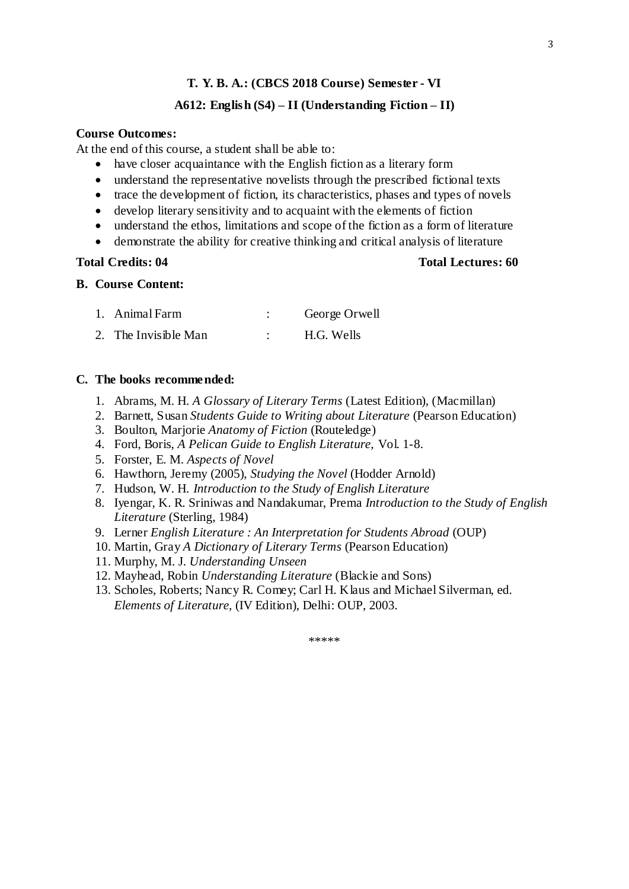**T. Y. B. A.: (CBCS 2018 Course) Semester - VI**

**A612: English (S4) – II (Understanding Fiction – II)**

**Course Outcomes:**

At the end of this course, a student shall be able to:

- have closer acquaintance with the English fiction as a literary form
- understand the representative novelists through the prescribed fictional texts
- trace the development of fiction, its characteristics, phases and types of novels
- develop literary sensitivity and to acquaint with the elements of fiction
- understand the ethos, limitations and scope of the fiction as a form of literature
- demonstrate the ability for creative thinking and critical analysis of literature

**Total Credits: 04** **Total Lectures: 60**

**B. Course Content:**

1. Animal Farm : George Orwell
2. The Invisible Man : H.G. Wells

**C. The books recommended:**

1. Abrams, M. H. *A Glossary of Literary Terms* (Latest Edition), (Macmillan)
2. Barnett, Susan *Students Guide to Writing about Literature* (Pearson Education)
3. Boulton, Marjorie *Anatomy of Fiction* (Routeledge)
4. Ford, Boris, *A Pelican Guide to English Literature,* Vol. 1-8.
5. Forster, E. M. *Aspects of Novel*
6. Hawthorn, Jeremy (2005), *Studying the Novel* (Hodder Arnold)
7. Hudson, W. H. *Introduction to the Study of English Literature*
8. Iyengar, K. R. Sriniwas and Nandakumar, Prema *Introduction to the Study of English Literature* (Sterling, 1984)
9. Lerner *English Literature : An Interpretation for Students Abroad* (OUP)
10. Martin, Gray *A Dictionary of Literary Terms* (Pearson Education)
11. Murphy, M. J. *Understanding Unseen*
12. Mayhead, Robin *Understanding Literature* (Blackie and Sons)
13. Scholes, Roberts; Nancy R. Comey; Carl H. Klaus and Michael Silverman, ed. *Elements of Literature,* (IV Edition), Delhi: OUP, 2003.

\*\*\*\*\*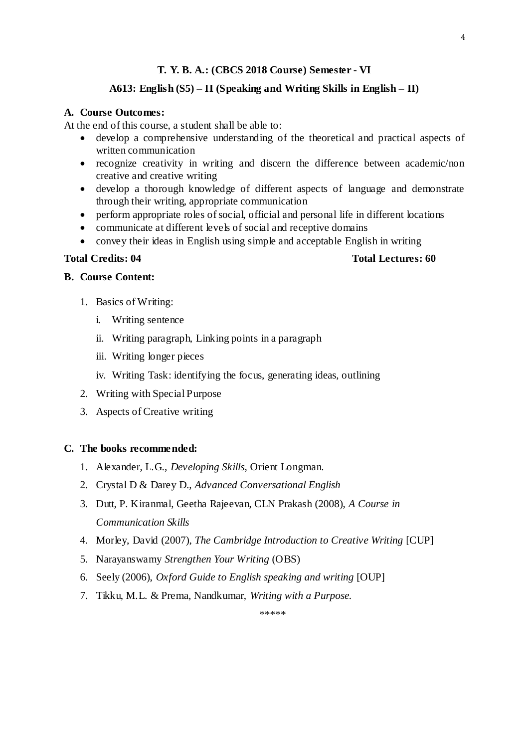**T. Y. B. A.: (CBCS 2018 Course) Semester - VI**

**A613: English (S5) – II (Speaking and Writing Skills in English – II)**

**A. Course Outcomes:**

At the end of this course, a student shall be able to:

- develop a comprehensive understanding of the theoretical and practical aspects of written communication
- recognize creativity in writing and discern the difference between academic/non creative and creative writing
- develop a thorough knowledge of different aspects of language and demonstrate through their writing, appropriate communication
- perform appropriate roles of social, official and personal life in different locations
- communicate at different levels of social and receptive domains
- convey their ideas in English using simple and acceptable English in writing

**Total Credits: 04** **Total Lectures: 60**

**B. Course Content:**

1. Basics of Writing:
   i. Writing sentence
   ii. Writing paragraph, Linking points in a paragraph
   iii. Writing longer pieces
   iv. Writing Task: identifying the focus, generating ideas, outlining
2. Writing with Special Purpose
3. Aspects of Creative writing

**C. The books recommended:**

1. Alexander, L.G., *Developing Skills,* Orient Longman.
2. Crystal D & Darey D., *Advanced Conversational English*
3. Dutt, P. Kiranmal, Geetha Rajeevan, CLN Prakash (2008), *A Course in Communication Skills*
4. Morley, David (2007), *The Cambridge Introduction to Creative Writing* [CUP]
5. Narayanswamy *Strengthen Your Writing* (OBS)
6. Seely (2006), *Oxford Guide to English speaking and writing* [OUP]
7. Tikku, M.L. & Prema, Nandkumar, *Writing with a Purpose.*

\*\*\*\*\*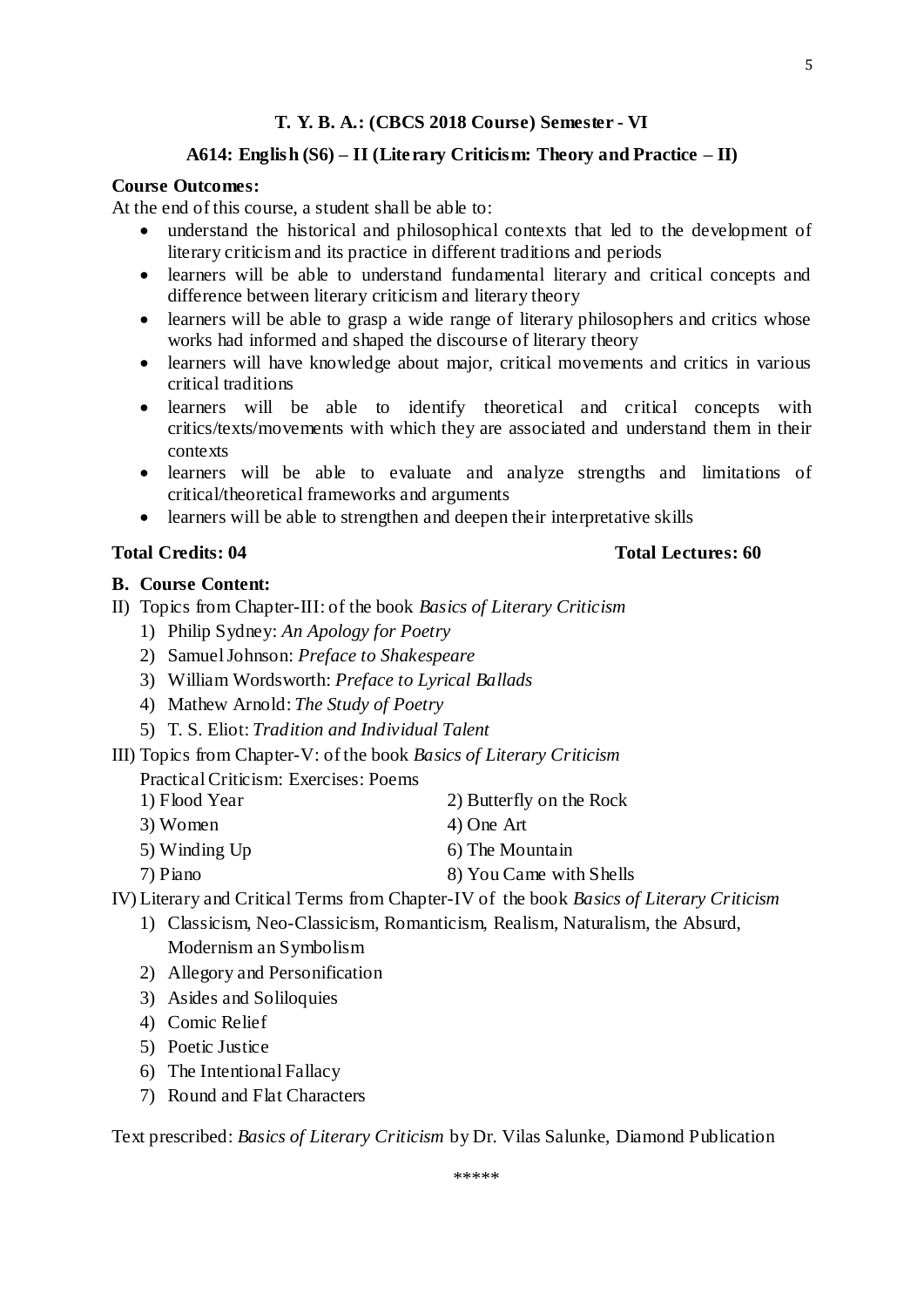## T. Y. B. A.: (CBCS 2018 Course) Semester - VI

### A614: English (S6) – II (Literary Criticism: Theory and Practice – II)

**Course Outcomes:**

At the end of this course, a student shall be able to:

- understand the historical and philosophical contexts that led to the development of literary criticism and its practice in different traditions and periods
- learners will be able to understand fundamental literary and critical concepts and difference between literary criticism and literary theory
- learners will be able to grasp a wide range of literary philosophers and critics whose works had informed and shaped the discourse of literary theory
- learners will have knowledge about major, critical movements and critics in various critical traditions
- learners will be able to identify theoretical and critical concepts with critics/texts/movements with which they are associated and understand them in their contexts
- learners will be able to evaluate and analyze strengths and limitations of critical/theoretical frameworks and arguments
- learners will be able to strengthen and deepen their interpretative skills

**Total Credits: 04** **Total Lectures: 60**

**B. Course Content:**

II) Topics from Chapter-III: of the book *Basics of Literary Criticism*

1) Philip Sydney: *An Apology for Poetry*
2) Samuel Johnson: *Preface to Shakespeare*
3) William Wordsworth: *Preface to Lyrical Ballads*
4) Mathew Arnold: *The Study of Poetry*
5) T. S. Eliot: *Tradition and Individual Talent*

III) Topics from Chapter-V: of the book *Basics of Literary Criticism*

Practical Criticism: Exercises: Poems

1) Flood Year
2) Butterfly on the Rock
3) Women
4) One Art
5) Winding Up
6) The Mountain
7) Piano
8) You Came with Shells

IV) Literary and Critical Terms from Chapter-IV of the book *Basics of Literary Criticism*

1) Classicism, Neo-Classicism, Romanticism, Realism, Naturalism, the Absurd, Modernism an Symbolism
2) Allegory and Personification
3) Asides and Soliloquies
4) Comic Relief
5) Poetic Justice
6) The Intentional Fallacy
7) Round and Flat Characters

Text prescribed: *Basics of Literary Criticism* by Dr. Vilas Salunke, Diamond Publication

\*\*\*\*\*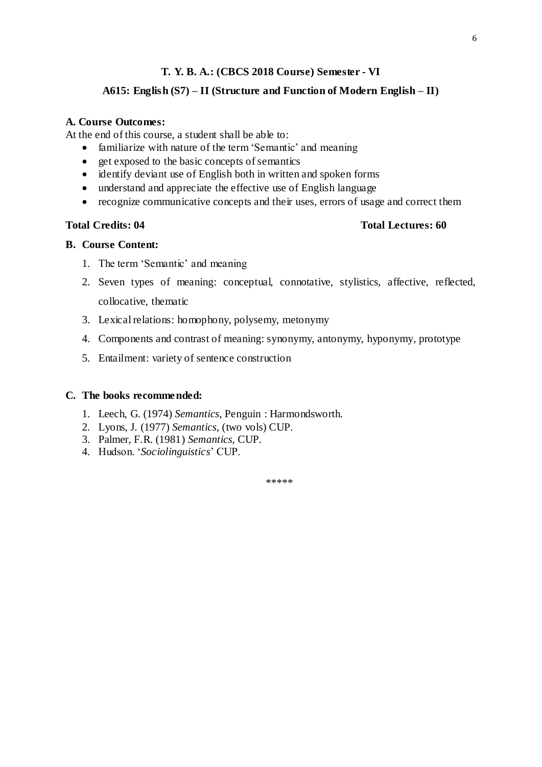## T. Y. B. A.: (CBCS 2018 Course) Semester - VI

## A615: English (S7) – II (Structure and Function of Modern English – II)

**A. Course Outcomes:**

At the end of this course, a student shall be able to:

- familiarize with nature of the term 'Semantic' and meaning
- get exposed to the basic concepts of semantics
- identify deviant use of English both in written and spoken forms
- understand and appreciate the effective use of English language
- recognize communicative concepts and their uses, errors of usage and correct them

**Total Credits: 04** **Total Lectures: 60**

**B. Course Content:**

1. The term 'Semantic' and meaning
2. Seven types of meaning: conceptual, connotative, stylistics, affective, reflected, collocative, thematic
3. Lexical relations: homophony, polysemy, metonymy
4. Components and contrast of meaning: synonymy, antonymy, hyponymy, prototype
5. Entailment: variety of sentence construction

**C. The books recommended:**

1. Leech, G. (1974) *Semantics*, Penguin : Harmondsworth.
2. Lyons, J. (1977) *Semantics*, (two vols) CUP.
3. Palmer, F.R. (1981) *Semantics*, CUP.
4. Hudson. '*Sociolinguistics*' CUP.

\*\*\*\*\*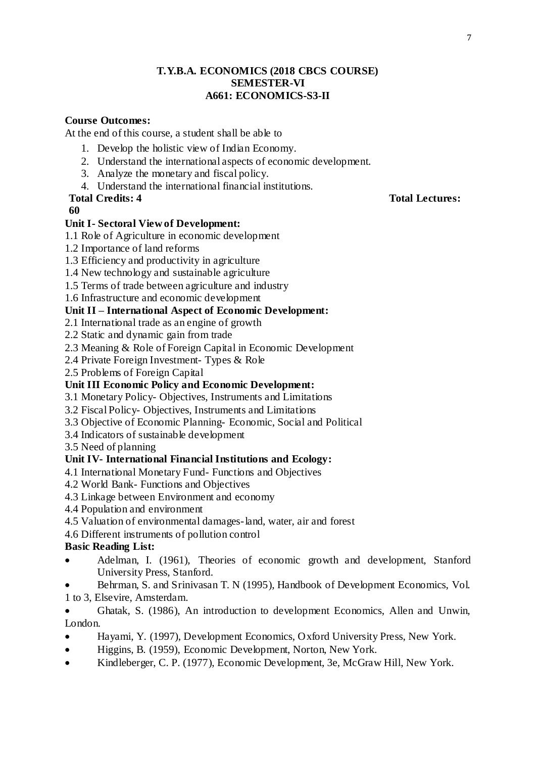# T.Y.B.A. ECONOMICS (2018 CBCS COURSE)
## SEMESTER-VI
## A661: ECONOMICS-S3-II

**Course Outcomes:**

At the end of this course, a student shall be able to

1. Develop the holistic view of Indian Economy.
2. Understand the international aspects of economic development.
3. Analyze the monetary and fiscal policy.
4. Understand the international financial institutions.

**Total Credits: 4** **Total Lectures: 60**

**Unit I- Sectoral View of Development:**

1.1 Role of Agriculture in economic development
1.2 Importance of land reforms
1.3 Efficiency and productivity in agriculture
1.4 New technology and sustainable agriculture
1.5 Terms of trade between agriculture and industry
1.6 Infrastructure and economic development

**Unit II – International Aspect of Economic Development:**

2.1 International trade as an engine of growth
2.2 Static and dynamic gain from trade
2.3 Meaning & Role of Foreign Capital in Economic Development
2.4 Private Foreign Investment- Types & Role
2.5 Problems of Foreign Capital

**Unit III Economic Policy and Economic Development:**

3.1 Monetary Policy- Objectives, Instruments and Limitations
3.2 Fiscal Policy- Objectives, Instruments and Limitations
3.3 Objective of Economic Planning- Economic, Social and Political
3.4 Indicators of sustainable development
3.5 Need of planning

**Unit IV- International Financial Institutions and Ecology:**

4.1 International Monetary Fund- Functions and Objectives
4.2 World Bank- Functions and Objectives
4.3 Linkage between Environment and economy
4.4 Population and environment
4.5 Valuation of environmental damages-land, water, air and forest
4.6 Different instruments of pollution control

**Basic Reading List:**

- Adelman, I. (1961), Theories of economic growth and development, Stanford University Press, Stanford.
- Behrman, S. and Srinivasan T. N (1995), Handbook of Development Economics, Vol. 1 to 3, Elsevire, Amsterdam.
- Ghatak, S. (1986), An introduction to development Economics, Allen and Unwin, London.
- Hayami, Y. (1997), Development Economics, Oxford University Press, New York.
- Higgins, B. (1959), Economic Development, Norton, New York.
- Kindleberger, C. P. (1977), Economic Development, 3e, McGraw Hill, New York.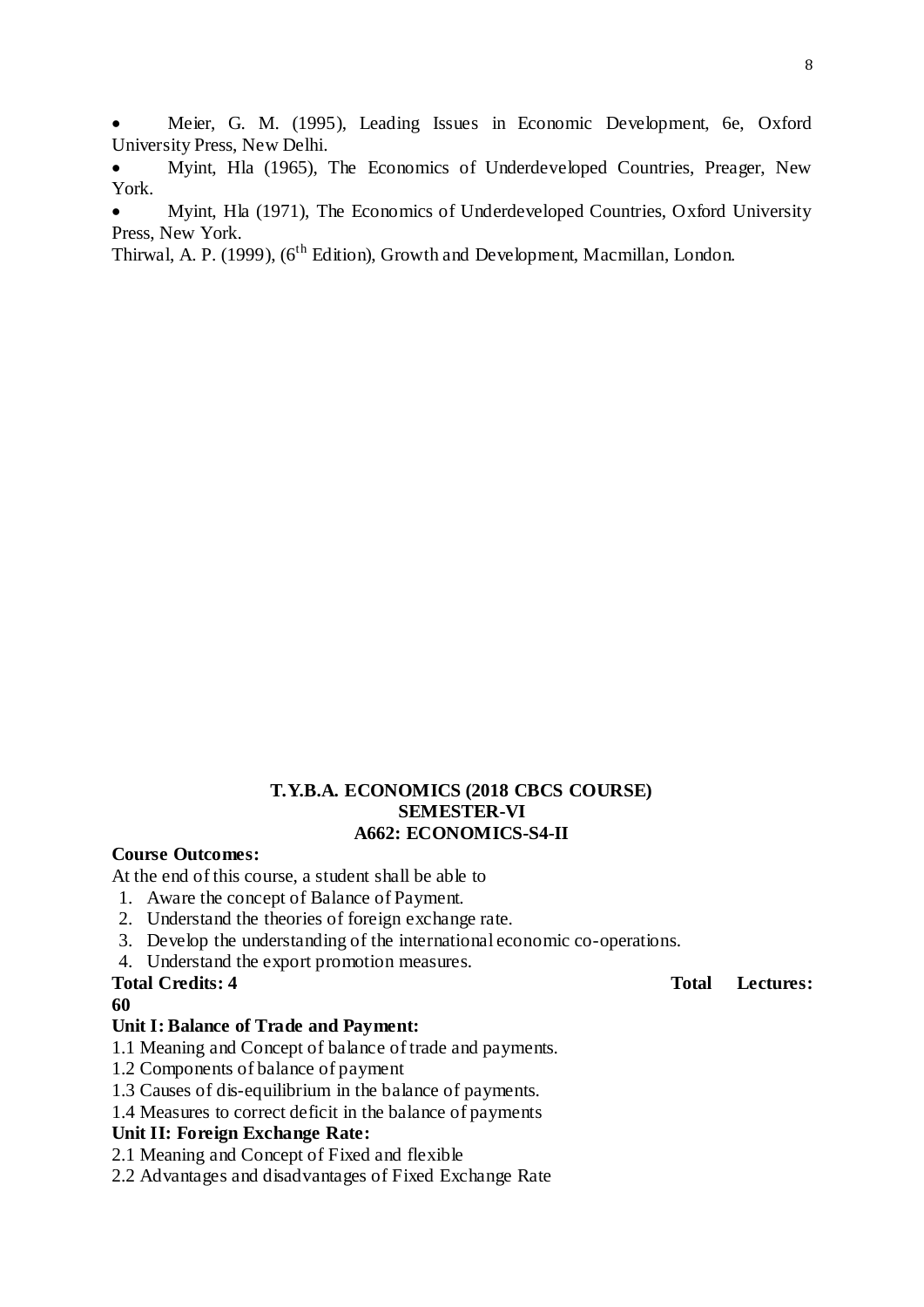- Meier, G. M. (1995), Leading Issues in Economic Development, 6e, Oxford University Press, New Delhi.
- Myint, Hla (1965), The Economics of Underdeveloped Countries, Preager, New York.
- Myint, Hla (1971), The Economics of Underdeveloped Countries, Oxford University Press, New York.

Thirwal, A. P. (1999), (6th Edition), Growth and Development, Macmillan, London.

**T.Y.B.A. ECONOMICS (2018 CBCS COURSE)**
**SEMESTER-VI**
**A662: ECONOMICS-S4-II**

**Course Outcomes:**

At the end of this course, a student shall be able to

1. Aware the concept of Balance of Payment.
2. Understand the theories of foreign exchange rate.
3. Develop the understanding of the international economic co-operations.
4. Understand the export promotion measures.

**Total Credits: 4** **Total Lectures: 60**

**Unit I: Balance of Trade and Payment:**

1.1 Meaning and Concept of balance of trade and payments.
1.2 Components of balance of payment
1.3 Causes of dis-equilibrium in the balance of payments.
1.4 Measures to correct deficit in the balance of payments

**Unit II: Foreign Exchange Rate:**

2.1 Meaning and Concept of Fixed and flexible
2.2 Advantages and disadvantages of Fixed Exchange Rate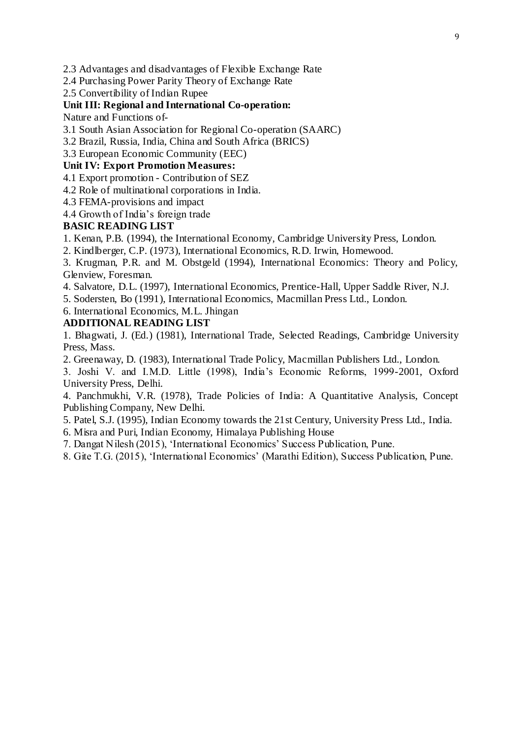2.3 Advantages and disadvantages of Flexible Exchange Rate

2.4 Purchasing Power Parity Theory of Exchange Rate

2.5 Convertibility of Indian Rupee

**Unit III: Regional and International Co-operation:**

Nature and Functions of-

3.1 South Asian Association for Regional Co-operation (SAARC)

3.2 Brazil, Russia, India, China and South Africa (BRICS)

3.3 European Economic Community (EEC)

**Unit IV: Export Promotion Measures:**

4.1 Export promotion - Contribution of SEZ

4.2 Role of multinational corporations in India.

4.3 FEMA-provisions and impact

4.4 Growth of India's foreign trade

**BASIC READING LIST**

1. Kenan, P.B. (1994), the International Economy, Cambridge University Press, London.
2. Kindlberger, C.P. (1973), International Economics, R.D. Irwin, Homewood.
3. Krugman, P.R. and M. Obstgeld (1994), International Economics: Theory and Policy, Glenview, Foresman.
4. Salvatore, D.L. (1997), International Economics, Prentice-Hall, Upper Saddle River, N.J.
5. Sodersten, Bo (1991), International Economics, Macmillan Press Ltd., London.
6. International Economics, M.L. Jhingan

**ADDITIONAL READING LIST**

1. Bhagwati, J. (Ed.) (1981), International Trade, Selected Readings, Cambridge University Press, Mass.
2. Greenaway, D. (1983), International Trade Policy, Macmillan Publishers Ltd., London.
3. Joshi V. and I.M.D. Little (1998), India's Economic Reforms, 1999-2001, Oxford University Press, Delhi.
4. Panchmukhi, V.R. (1978), Trade Policies of India: A Quantitative Analysis, Concept Publishing Company, New Delhi.
5. Patel, S.J. (1995), Indian Economy towards the 21st Century, University Press Ltd., India.
6. Misra and Puri, Indian Economy, Himalaya Publishing House
7. Dangat Nilesh (2015), 'International Economics' Success Publication, Pune.
8. Gite T.G. (2015), 'International Economics' (Marathi Edition), Success Publication, Pune.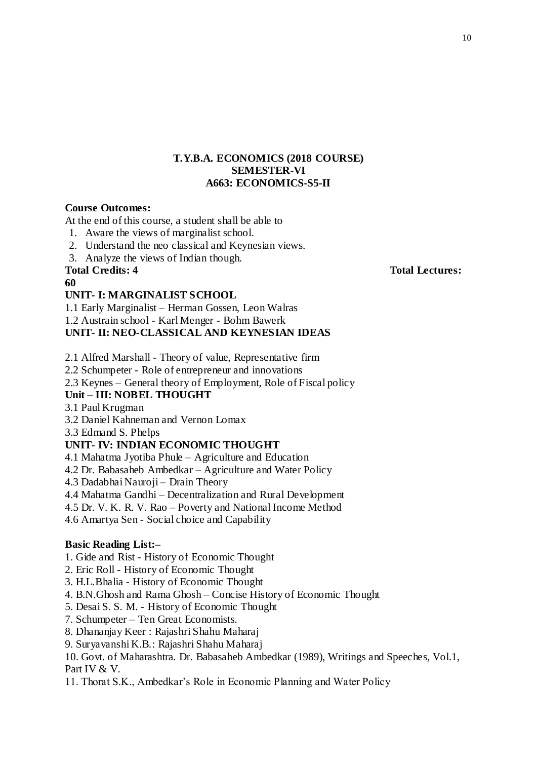**T.Y.B.A. ECONOMICS (2018 COURSE)**
**SEMESTER-VI**
**A663: ECONOMICS-S5-II**

**Course Outcomes:**

At the end of this course, a student shall be able to

1. Aware the views of marginalist school.
2. Understand the neo classical and Keynesian views.
3. Analyze the views of Indian though.

**Total Credits: 4** **Total Lectures: 60**

**UNIT- I: MARGINALIST SCHOOL**

1.1 Early Marginalist – Herman Gossen, Leon Walras

1.2 Austrain school - Karl Menger - Bohm Bawerk

**UNIT- II: NEO-CLASSICAL AND KEYNESIAN IDEAS**

2.1 Alfred Marshall - Theory of value, Representative firm

2.2 Schumpeter - Role of entrepreneur and innovations

2.3 Keynes – General theory of Employment, Role of Fiscal policy

**Unit – III: NOBEL THOUGHT**

3.1 Paul Krugman

3.2 Daniel Kahneman and Vernon Lomax

3.3 Edmand S. Phelps

**UNIT- IV: INDIAN ECONOMIC THOUGHT**

4.1 Mahatma Jyotiba Phule – Agriculture and Education

4.2 Dr. Babasaheb Ambedkar – Agriculture and Water Policy

4.3 Dadabhai Nauroji – Drain Theory

4.4 Mahatma Gandhi – Decentralization and Rural Development

4.5 Dr. V. K. R. V. Rao – Poverty and National Income Method

4.6 Amartya Sen - Social choice and Capability

**Basic Reading List:–**

1. Gide and Rist - History of Economic Thought
2. Eric Roll - History of Economic Thought
3. H.L.Bhalia - History of Economic Thought
4. B.N.Ghosh and Rama Ghosh – Concise History of Economic Thought
5. Desai S. S. M. - History of Economic Thought

7. Schumpeter – Ten Great Economists.
8. Dhananjay Keer : Rajashri Shahu Maharaj
9. Suryavanshi K.B.: Rajashri Shahu Maharaj
10. Govt. of Maharashtra. Dr. Babasaheb Ambedkar (1989), Writings and Speeches, Vol.1, Part IV & V.
11. Thorat S.K., Ambedkar's Role in Economic Planning and Water Policy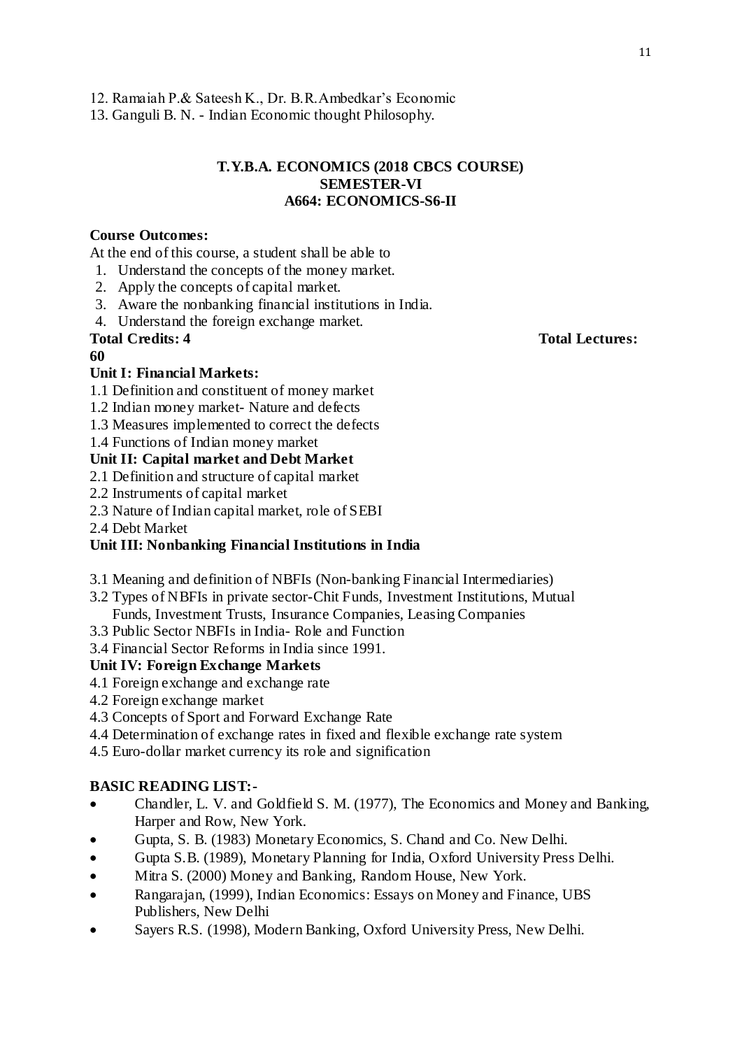12. Ramaiah P.& Sateesh K., Dr. B.R.Ambedkar's Economic
13. Ganguli B. N. - Indian Economic thought Philosophy.

**T.Y.B.A. ECONOMICS (2018 CBCS COURSE)**
**SEMESTER-VI**
**A664: ECONOMICS-S6-II**

**Course Outcomes:**

At the end of this course, a student shall be able to

1. Understand the concepts of the money market.
2. Apply the concepts of capital market.
3. Aware the nonbanking financial institutions in India.
4. Understand the foreign exchange market.

**Total Credits: 4** **Total Lectures: 60**

**Unit I: Financial Markets:**

1.1 Definition and constituent of money market
1.2 Indian money market- Nature and defects
1.3 Measures implemented to correct the defects
1.4 Functions of Indian money market

**Unit II: Capital market and Debt Market**

2.1 Definition and structure of capital market
2.2 Instruments of capital market
2.3 Nature of Indian capital market, role of SEBI
2.4 Debt Market

**Unit III: Nonbanking Financial Institutions in India**

3.1 Meaning and definition of NBFIs (Non-banking Financial Intermediaries)
3.2 Types of NBFIs in private sector-Chit Funds, Investment Institutions, Mutual Funds, Investment Trusts, Insurance Companies, Leasing Companies
3.3 Public Sector NBFIs in India- Role and Function
3.4 Financial Sector Reforms in India since 1991.

**Unit IV: Foreign Exchange Markets**

4.1 Foreign exchange and exchange rate
4.2 Foreign exchange market
4.3 Concepts of Sport and Forward Exchange Rate
4.4 Determination of exchange rates in fixed and flexible exchange rate system
4.5 Euro-dollar market currency its role and signification

**BASIC READING LIST:-**

- Chandler, L. V. and Goldfield S. M. (1977), The Economics and Money and Banking, Harper and Row, New York.
- Gupta, S. B. (1983) Monetary Economics, S. Chand and Co. New Delhi.
- Gupta S.B. (1989), Monetary Planning for India, Oxford University Press Delhi.
- Mitra S. (2000) Money and Banking, Random House, New York.
- Rangarajan, (1999), Indian Economics: Essays on Money and Finance, UBS Publishers, New Delhi
- Sayers R.S. (1998), Modern Banking, Oxford University Press, New Delhi.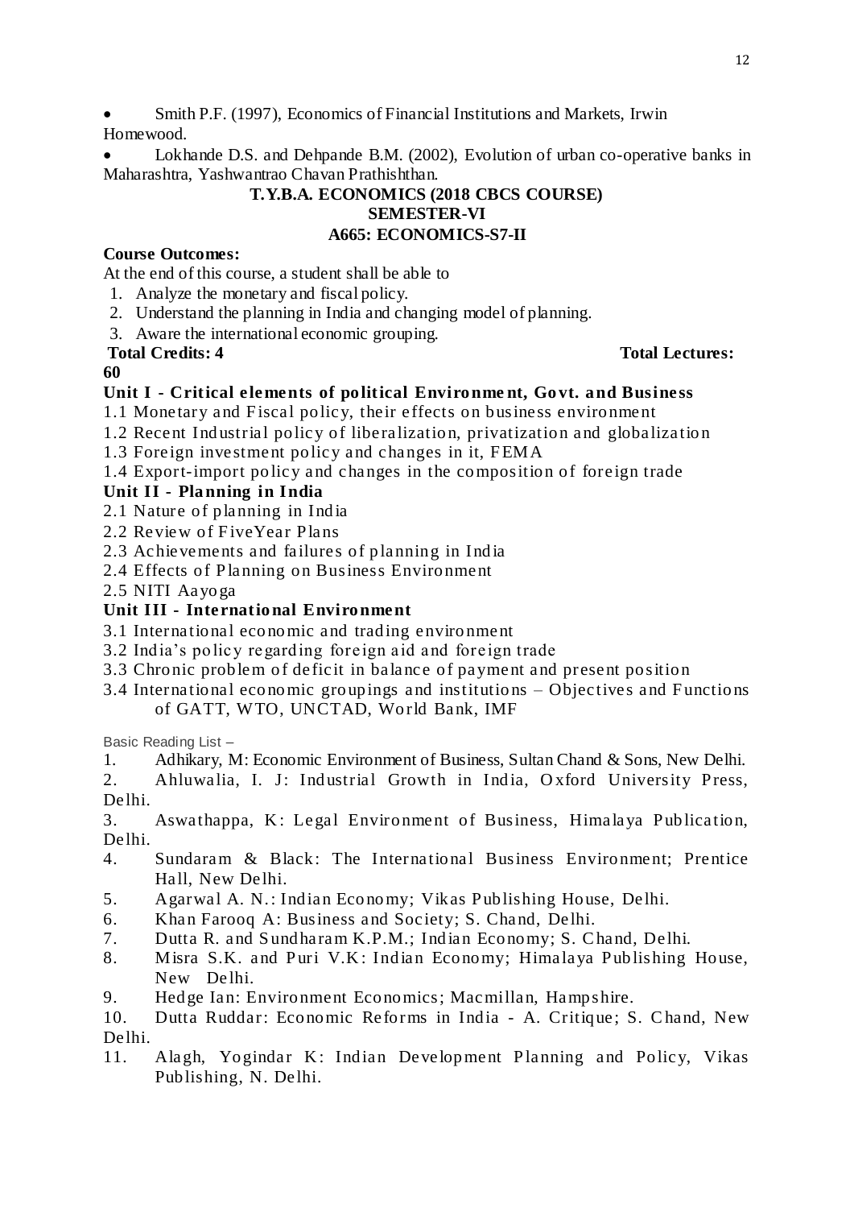- Smith P.F. (1997), Economics of Financial Institutions and Markets, Irwin Homewood.
- Lokhande D.S. and Dehpande B.M. (2002), Evolution of urban co-operative banks in Maharashtra, Yashwantrao Chavan Prathishthan.

## T.Y.B.A. ECONOMICS (2018 CBCS COURSE)
## SEMESTER-VI
## A665: ECONOMICS-S7-II

**Course Outcomes:**

At the end of this course, a student shall be able to

1. Analyze the monetary and fiscal policy.
2. Understand the planning in India and changing model of planning.
3. Aware the international economic grouping.

**Total Credits: 4** **Total Lectures: 60**

### Unit I - Critical elements of political Environment, Govt. and Business

1.1 Monetary and Fiscal policy, their effects on business environment
1.2 Recent Industrial policy of liberalization, privatization and globalization
1.3 Foreign investment policy and changes in it, FEMA
1.4 Export-import policy and changes in the composition of foreign trade

### Unit II - Planning in India

2.1 Nature of planning in India
2.2 Review of FiveYear Plans
2.3 Achievements and failures of planning in India
2.4 Effects of Planning on Business Environment
2.5 NITI Aayoga

### Unit III - International Environment

3.1 International economic and trading environment
3.2 India's policy regarding foreign aid and foreign trade
3.3 Chronic problem of deficit in balance of payment and present position
3.4 International economic groupings and institutions – Objectives and Functions of GATT, WTO, UNCTAD, World Bank, IMF

Basic Reading List –

1. Adhikary, M: Economic Environment of Business, Sultan Chand & Sons, New Delhi.
2. Ahluwalia, I. J: Industrial Growth in India, Oxford University Press, Delhi.
3. Aswathappa, K: Legal Environment of Business, Himalaya Publication, Delhi.
4. Sundaram & Black: The International Business Environment; Prentice Hall, New Delhi.
5. Agarwal A. N.: Indian Economy; Vikas Publishing House, Delhi.
6. Khan Farooq A: Business and Society; S. Chand, Delhi.
7. Dutta R. and Sundharam K.P.M.; Indian Economy; S. Chand, Delhi.
8. Misra S.K. and Puri V.K: Indian Economy; Himalaya Publishing House, New Delhi.
9. Hedge Ian: Environment Economics; Macmillan, Hampshire.
10. Dutta Ruddar: Economic Reforms in India - A. Critique; S. Chand, New Delhi.
11. Alagh, Yogindar K: Indian Development Planning and Policy, Vikas Publishing, N. Delhi.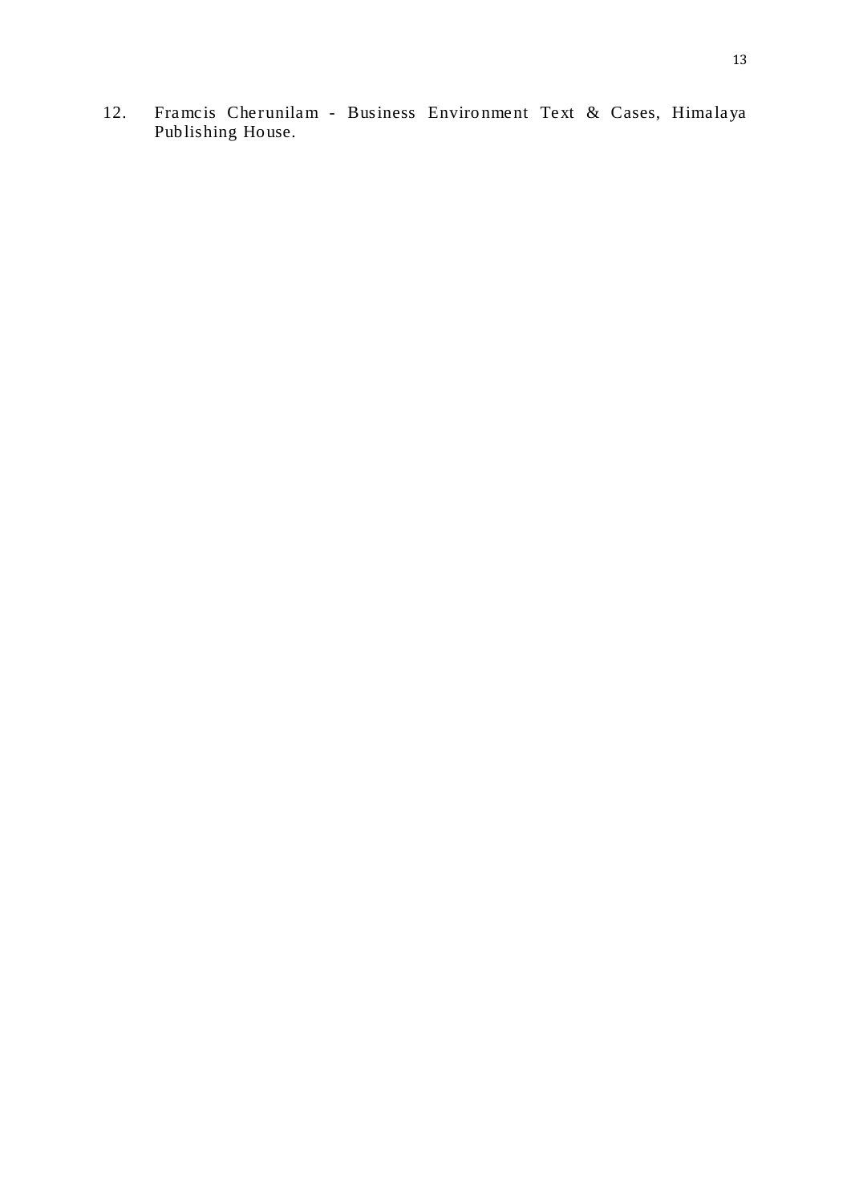12. Framcis Cherunilam - Business Environment Text & Cases, Himalaya Publishing House.